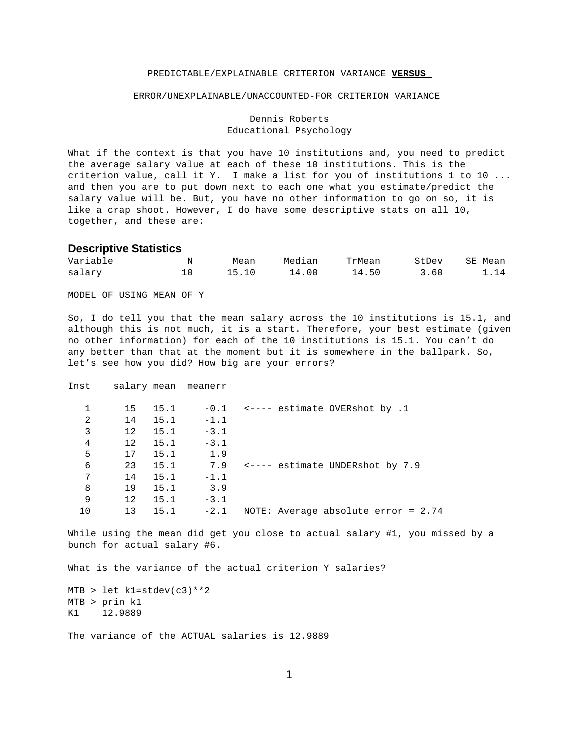PREDICTABLE/EXPLAINABLE CRITERION VARIANCE **VERSUS**

ERROR/UNEXPLAINABLE/UNACCOUNTED-FOR CRITERION VARIANCE

Dennis Roberts
Educational Psychology

What if the context is that you have 10 institutions and, you need to predict the average salary value at each of these 10 institutions. This is the criterion value, call it Y. I make a list for you of institutions 1 to 10 ... and then you are to put down next to each one what you estimate/predict the salary value will be. But, you have no other information to go on so, it is like a crap shoot. However, I do have some descriptive stats on all 10, together, and these are:

## Descriptive Statistics

| Variable | N | Mean | Median | TrMean | StDev | SE Mean |
|---|---|---|---|---|---|---|
| salary | 10 | 15.10 | 14.00 | 14.50 | 3.60 | 1.14 |

MODEL OF USING MEAN OF Y

So, I do tell you that the mean salary across the 10 institutions is 15.1, and although this is not much, it is a start. Therefore, your best estimate (given no other information) for each of the 10 institutions is 15.1. You can't do any better than that at the moment but it is somewhere in the ballpark. So, let's see how you did? How big are your errors?

```
Inst    salary mean  meanerr

   1      15   15.1     -0.1   <---- estimate OVERshot by .1
   2      14   15.1     -1.1
   3      12   15.1     -3.1
   4      12   15.1     -3.1
   5      17   15.1      1.9
   6      23   15.1      7.9   <---- estimate UNDERshot by 7.9
   7      14   15.1     -1.1
   8      19   15.1      3.9
   9      12   15.1     -3.1
  10      13   15.1     -2.1   NOTE: Average absolute error = 2.74
```

While using the mean did get you close to actual salary #1, you missed by a bunch for actual salary #6.

What is the variance of the actual criterion Y salaries?

```
MTB > let k1=stdev(c3)**2
MTB > prin k1
K1    12.9889
```

The variance of the ACTUAL salaries is 12.9889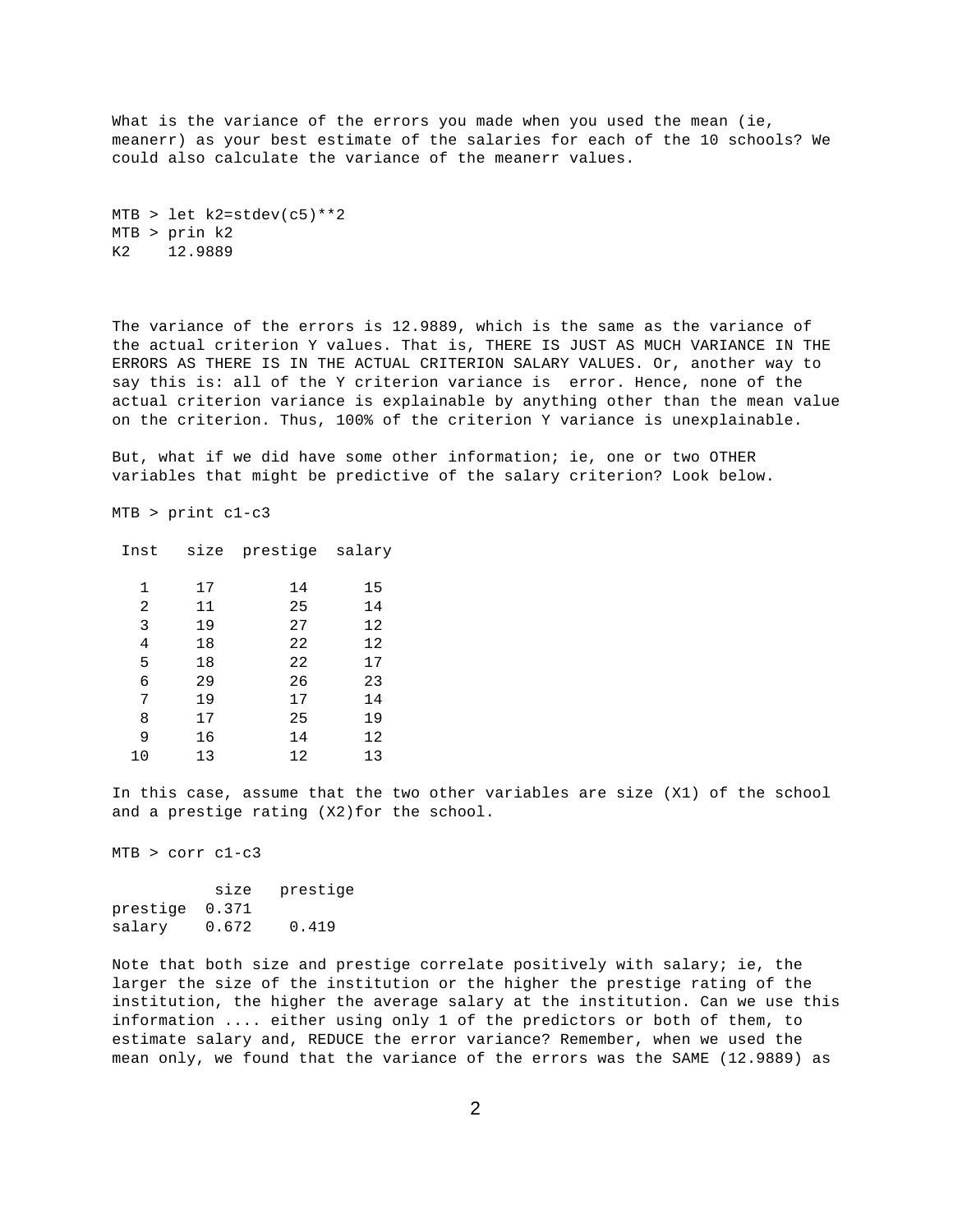What is the variance of the errors you made when you used the mean (ie, meanerr) as your best estimate of the salaries for each of the 10 schools? We could also calculate the variance of the meanerr values.

```
MTB > let k2=stdev(c5)**2
MTB > prin k2
K2    12.9889
```

The variance of the errors is 12.9889, which is the same as the variance of the actual criterion Y values. That is, THERE IS JUST AS MUCH VARIANCE IN THE ERRORS AS THERE IS IN THE ACTUAL CRITERION SALARY VALUES. Or, another way to say this is: all of the Y criterion variance is error. Hence, none of the actual criterion variance is explainable by anything other than the mean value on the criterion. Thus, 100% of the criterion Y variance is unexplainable.

But, what if we did have some other information; ie, one or two OTHER variables that might be predictive of the salary criterion? Look below.

```
MTB > print c1-c3

 Inst   size  prestige  salary

   1     17        14      15
   2     11        25      14
   3     19        27      12
   4     18        22      12
   5     18        22      17
   6     29        26      23
   7     19        17      14
   8     17        25      19
   9     16        14      12
  10     13        12      13
```

In this case, assume that the two other variables are size (X1) of the school and a prestige rating (X2)for the school.

```
MTB > corr c1-c3

           size   prestige
prestige  0.371
salary    0.672    0.419
```

Note that both size and prestige correlate positively with salary; ie, the larger the size of the institution or the higher the prestige rating of the institution, the higher the average salary at the institution. Can we use this information .... either using only 1 of the predictors or both of them, to estimate salary and, REDUCE the error variance? Remember, when we used the mean only, we found that the variance of the errors was the SAME (12.9889) as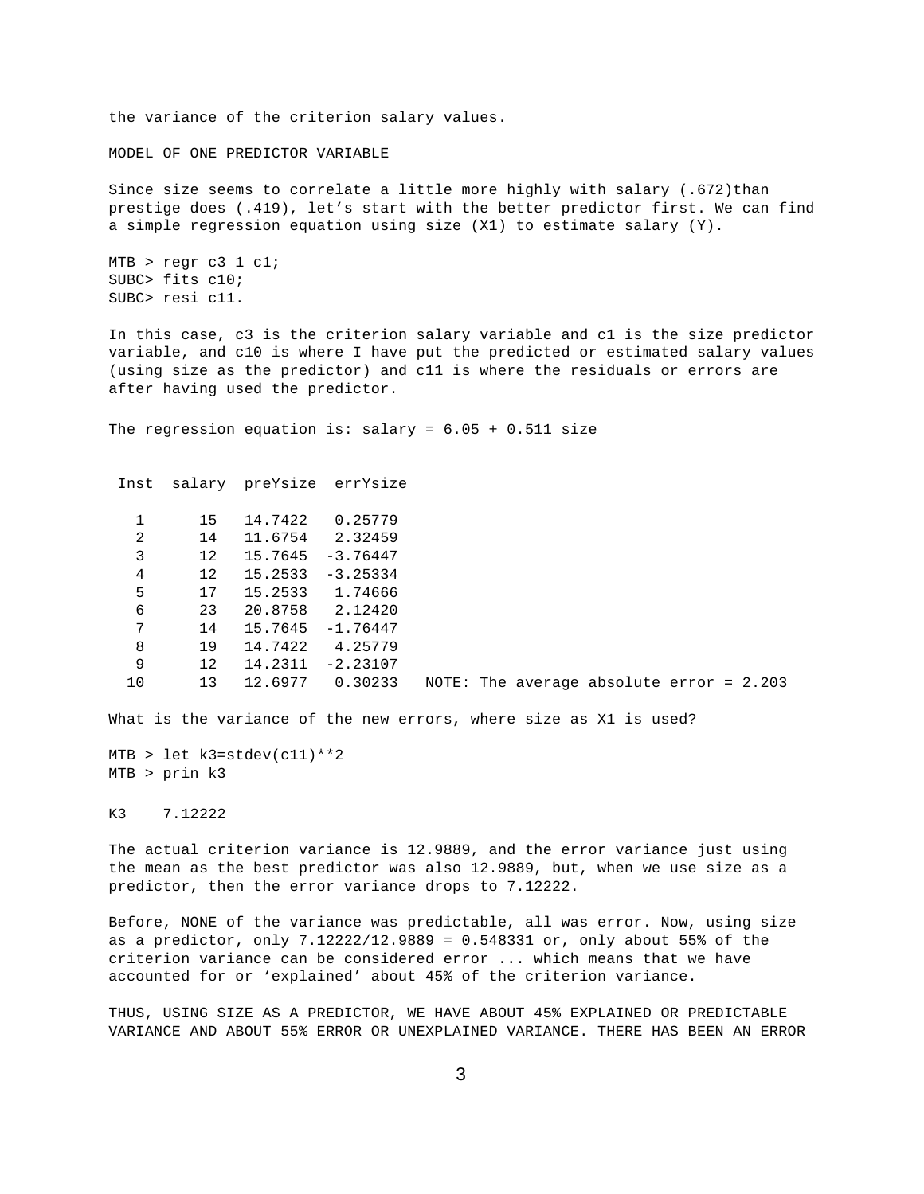the variance of the criterion salary values.

## MODEL OF ONE PREDICTOR VARIABLE

Since size seems to correlate a little more highly with salary (.672)than prestige does (.419), let's start with the better predictor first. We can find a simple regression equation using size (X1) to estimate salary (Y).

```
MTB > regr c3 1 c1;
SUBC> fits c10;
SUBC> resi c11.
```

In this case, c3 is the criterion salary variable and c1 is the size predictor variable, and c10 is where I have put the predicted or estimated salary values (using size as the predictor) and c11 is where the residuals or errors are after having used the predictor.

The regression equation is: salary = 6.05 + 0.511 size

| Inst | salary | preYsize | errYsize |
|---|---|---|---|
| 1 | 15 | 14.7422 | 0.25779 |
| 2 | 14 | 11.6754 | 2.32459 |
| 3 | 12 | 15.7645 | -3.76447 |
| 4 | 12 | 15.2533 | -3.25334 |
| 5 | 17 | 15.2533 | 1.74666 |
| 6 | 23 | 20.8758 | 2.12420 |
| 7 | 14 | 15.7645 | -1.76447 |
| 8 | 19 | 14.7422 | 4.25779 |
| 9 | 12 | 14.2311 | -2.23107 |
| 10 | 13 | 12.6977 | 0.30233 |

NOTE: The average absolute error = 2.203

What is the variance of the new errors, where size as X1 is used?

```
MTB > let k3=stdev(c11)**2
MTB > prin k3

K3    7.12222
```

The actual criterion variance is 12.9889, and the error variance just using the mean as the best predictor was also 12.9889, but, when we use size as a predictor, then the error variance drops to 7.12222.

Before, NONE of the variance was predictable, all was error. Now, using size as a predictor, only 7.12222/12.9889 = 0.548331 or, only about 55% of the criterion variance can be considered error ... which means that we have accounted for or 'explained' about 45% of the criterion variance.

THUS, USING SIZE AS A PREDICTOR, WE HAVE ABOUT 45% EXPLAINED OR PREDICTABLE VARIANCE AND ABOUT 55% ERROR OR UNEXPLAINED VARIANCE. THERE HAS BEEN AN ERROR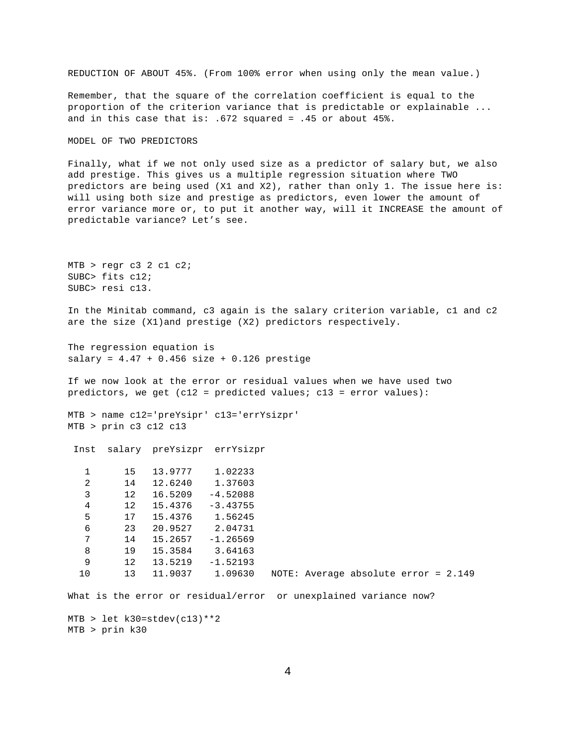REDUCTION OF ABOUT 45%. (From 100% error when using only the mean value.)

Remember, that the square of the correlation coefficient is equal to the proportion of the criterion variance that is predictable or explainable ... and in this case that is: .672 squared = .45 or about 45%.

## MODEL OF TWO PREDICTORS

Finally, what if we not only used size as a predictor of salary but, we also add prestige. This gives us a multiple regression situation where TWO predictors are being used (X1 and X2), rather than only 1. The issue here is: will using both size and prestige as predictors, even lower the amount of error variance more or, to put it another way, will it INCREASE the amount of predictable variance? Let's see.

```
MTB > regr c3 2 c1 c2;
SUBC> fits c12;
SUBC> resi c13.
```

In the Minitab command, c3 again is the salary criterion variable, c1 and c2 are the size (X1)and prestige (X2) predictors respectively.

```
The regression equation is
salary = 4.47 + 0.456 size + 0.126 prestige
```

If we now look at the error or residual values when we have used two predictors, we get (c12 = predicted values; c13 = error values):

```
MTB > name c12='preYsipr' c13='errYsizpr'
MTB > prin c3 c12 c13

 Inst  salary  preYsizpr  errYsizpr

   1      15   13.9777    1.02233
   2      14   12.6240    1.37603
   3      12   16.5209   -4.52088
   4      12   15.4376   -3.43755
   5      17   15.4376    1.56245
   6      23   20.9527    2.04731
   7      14   15.2657   -1.26569
   8      19   15.3584    3.64163
   9      12   13.5219   -1.52193
  10      13   11.9037    1.09630   NOTE: Average absolute error = 2.149
```

What is the error or residual/error  or unexplained variance now?

```
MTB > let k30=stdev(c13)**2
MTB > prin k30
```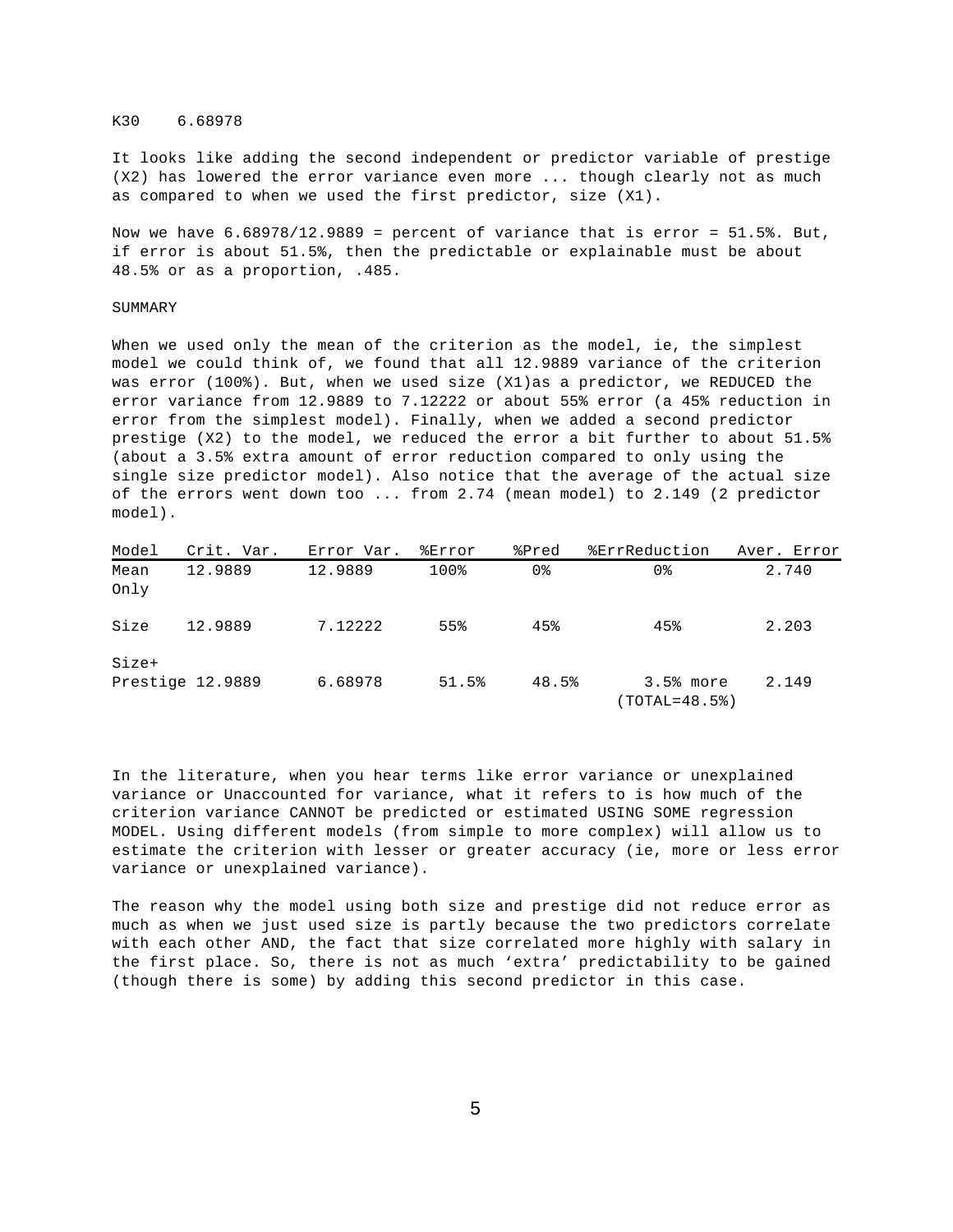K30 6.68978

It looks like adding the second independent or predictor variable of prestige (X2) has lowered the error variance even more ... though clearly not as much as compared to when we used the first predictor, size (X1).

Now we have 6.68978/12.9889 = percent of variance that is error = 51.5%. But, if error is about 51.5%, then the predictable or explainable must be about 48.5% or as a proportion, .485.

SUMMARY

When we used only the mean of the criterion as the model, ie, the simplest model we could think of, we found that all 12.9889 variance of the criterion was error (100%). But, when we used size (X1)as a predictor, we REDUCED the error variance from 12.9889 to 7.12222 or about 55% error (a 45% reduction in error from the simplest model). Finally, when we added a second predictor prestige (X2) to the model, we reduced the error a bit further to about 51.5% (about a 3.5% extra amount of error reduction compared to only using the single size predictor model). Also notice that the average of the actual size of the errors went down too ... from 2.74 (mean model) to 2.149 (2 predictor model).

| Model | Crit. Var. | Error Var. | %Error | %Pred | %ErrReduction | Aver. Error |
|---|---|---|---|---|---|---|
| Mean Only | 12.9889 | 12.9889 | 100% | 0% | 0% | 2.740 |
| Size | 12.9889 | 7.12222 | 55% | 45% | 45% | 2.203 |
| Size+ Prestige | 12.9889 | 6.68978 | 51.5% | 48.5% | 3.5% more (TOTAL=48.5%) | 2.149 |

In the literature, when you hear terms like error variance or unexplained variance or Unaccounted for variance, what it refers to is how much of the criterion variance CANNOT be predicted or estimated USING SOME regression MODEL. Using different models (from simple to more complex) will allow us to estimate the criterion with lesser or greater accuracy (ie, more or less error variance or unexplained variance).

The reason why the model using both size and prestige did not reduce error as much as when we just used size is partly because the two predictors correlate with each other AND, the fact that size correlated more highly with salary in the first place. So, there is not as much 'extra' predictability to be gained (though there is some) by adding this second predictor in this case.